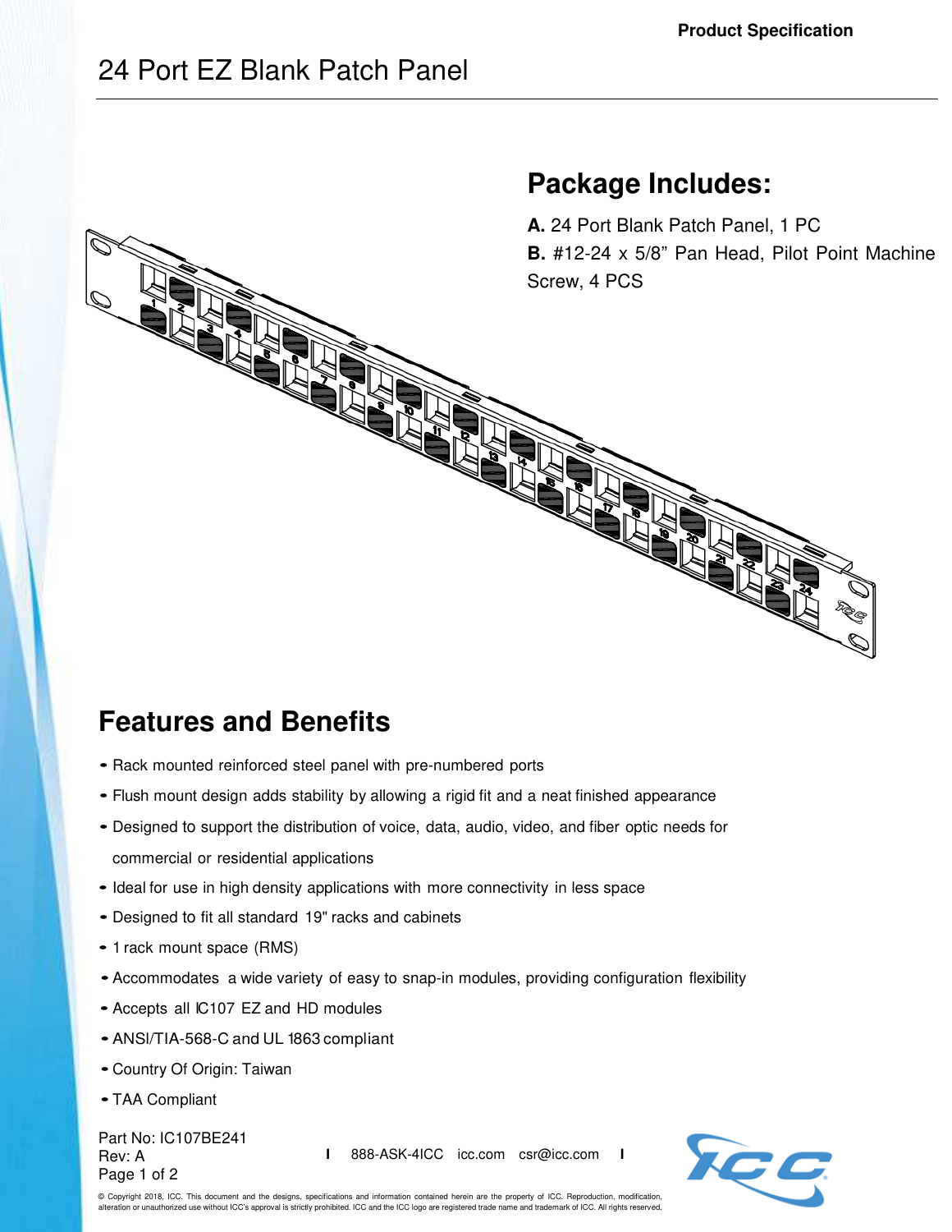Product Specification

# 24 Port EZ Blank Patch Panel

## Package Includes:

**A.** 24 Port Blank Patch Panel, 1 PC

**B.** #12-24 x 5/8" Pan Head, Pilot Point Machine Screw, 4 PCS

## Features and Benefits

- Rack mounted reinforced steel panel with pre-numbered ports
- Flush mount design adds stability by allowing a rigid fit and a neat finished appearance
- Designed to support the distribution of voice, data, audio, video, and fiber optic needs for commercial or residential applications
- Ideal for use in high density applications with more connectivity in less space
- Designed to fit all standard 19" racks and cabinets
- 1 rack mount space (RMS)
- Accommodates a wide variety of easy to snap-in modules, providing configuration flexibility
- Accepts all IC107 EZ and HD modules
- ANSI/TIA-568-C and UL 1863 compliant
- Country Of Origin: Taiwan
- TAA Compliant

Part No: IC107BE241
Rev: A

888-ASK-4ICC icc.com csr@icc.com

© Copyright 2018, ICC. This document and the designs, specifications and information contained herein are the property of ICC. Reproduction, modification, alteration or unauthorized use without ICC's approval is strictly prohibited. ICC and the ICC logo are registered trade name and trademark of ICC. All rights reserved.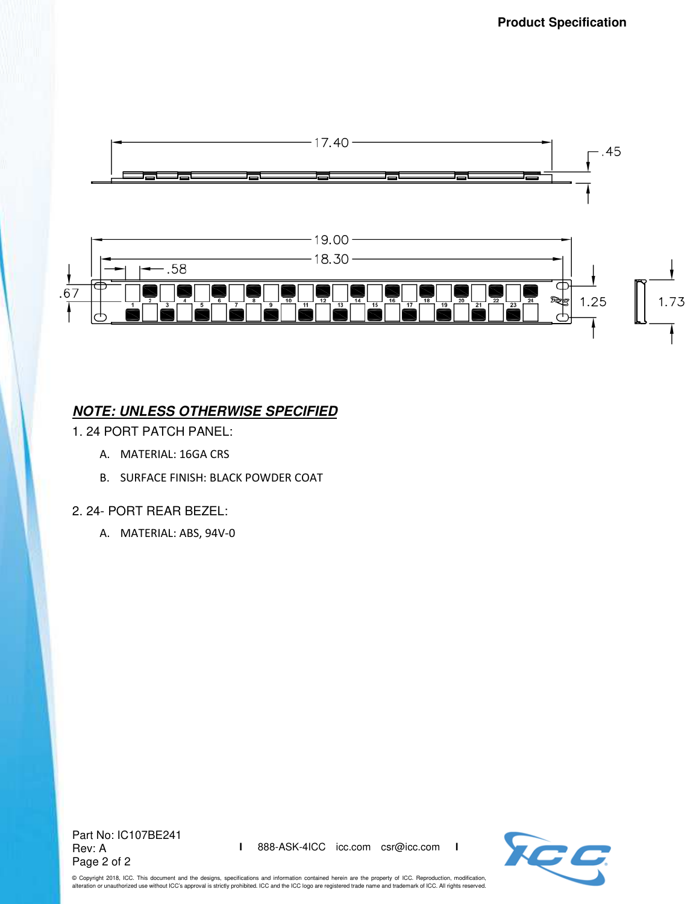17.40

.45

19.00

18.30

.58

.67

1.25

1.73

***NOTE: UNLESS OTHERWISE SPECIFIED***

1. 24 PORT PATCH PANEL:
   - A. MATERIAL: 16GA CRS
   - B. SURFACE FINISH: BLACK POWDER COAT

2. 24- PORT REAR BEZEL:
   - A. MATERIAL: ABS, 94V-0

Part No: IC107BE241
Rev: A

888-ASK-4ICC icc.com csr@icc.com

© Copyright 2018, ICC. This document and the designs, specifications and information contained herein are the property of ICC. Reproduction, modification, alteration or unauthorized use without ICC's approval is strictly prohibited. ICC and the ICC logo are registered trade name and trademark of ICC. All rights reserved.